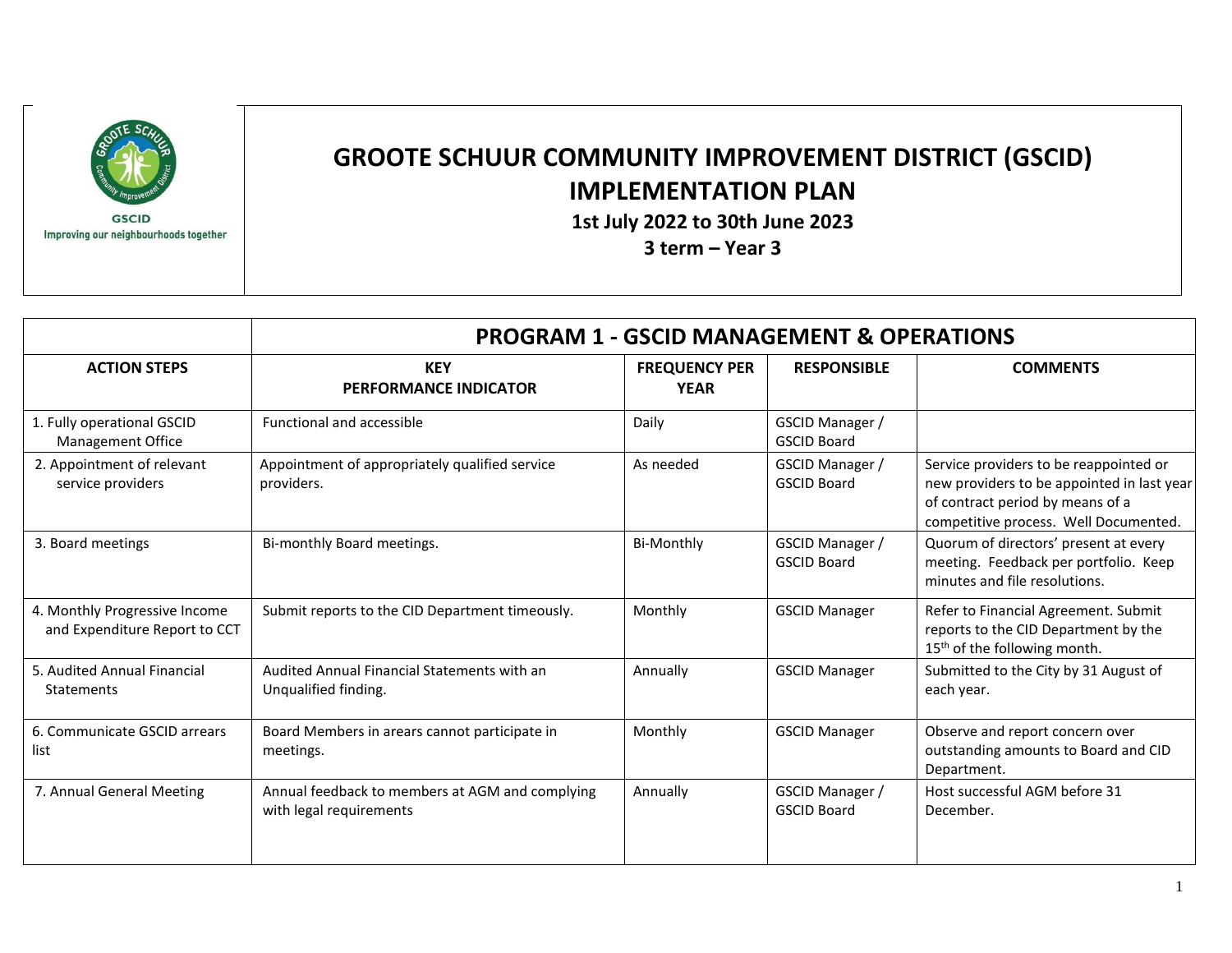GSCID
Improving our neighbourhoods together

# GROOTE SCHUUR COMMUNITY IMPROVEMENT DISTRICT (GSCID) IMPLEMENTATION PLAN

**1st July 2022 to 30th June 2023**

**3 term – Year 3**

## PROGRAM 1 - GSCID MANAGEMENT & OPERATIONS

| ACTION STEPS | KEY PERFORMANCE INDICATOR | FREQUENCY PER YEAR | RESPONSIBLE | COMMENTS |
|---|---|---|---|---|
| 1. Fully operational GSCID Management Office | Functional and accessible | Daily | GSCID Manager / GSCID Board | |
| 2. Appointment of relevant service providers | Appointment of appropriately qualified service providers. | As needed | GSCID Manager / GSCID Board | Service providers to be reappointed or new providers to be appointed in last year of contract period by means of a competitive process. Well Documented. |
| 3. Board meetings | Bi-monthly Board meetings. | Bi-Monthly | GSCID Manager / GSCID Board | Quorum of directors' present at every meeting. Feedback per portfolio. Keep minutes and file resolutions. |
| 4. Monthly Progressive Income and Expenditure Report to CCT | Submit reports to the CID Department timeously. | Monthly | GSCID Manager | Refer to Financial Agreement. Submit reports to the CID Department by the 15th of the following month. |
| 5. Audited Annual Financial Statements | Audited Annual Financial Statements with an Unqualified finding. | Annually | GSCID Manager | Submitted to the City by 31 August of each year. |
| 6. Communicate GSCID arrears list | Board Members in arears cannot participate in meetings. | Monthly | GSCID Manager | Observe and report concern over outstanding amounts to Board and CID Department. |
| 7. Annual General Meeting | Annual feedback to members at AGM and complying with legal requirements | Annually | GSCID Manager / GSCID Board | Host successful AGM before 31 December. |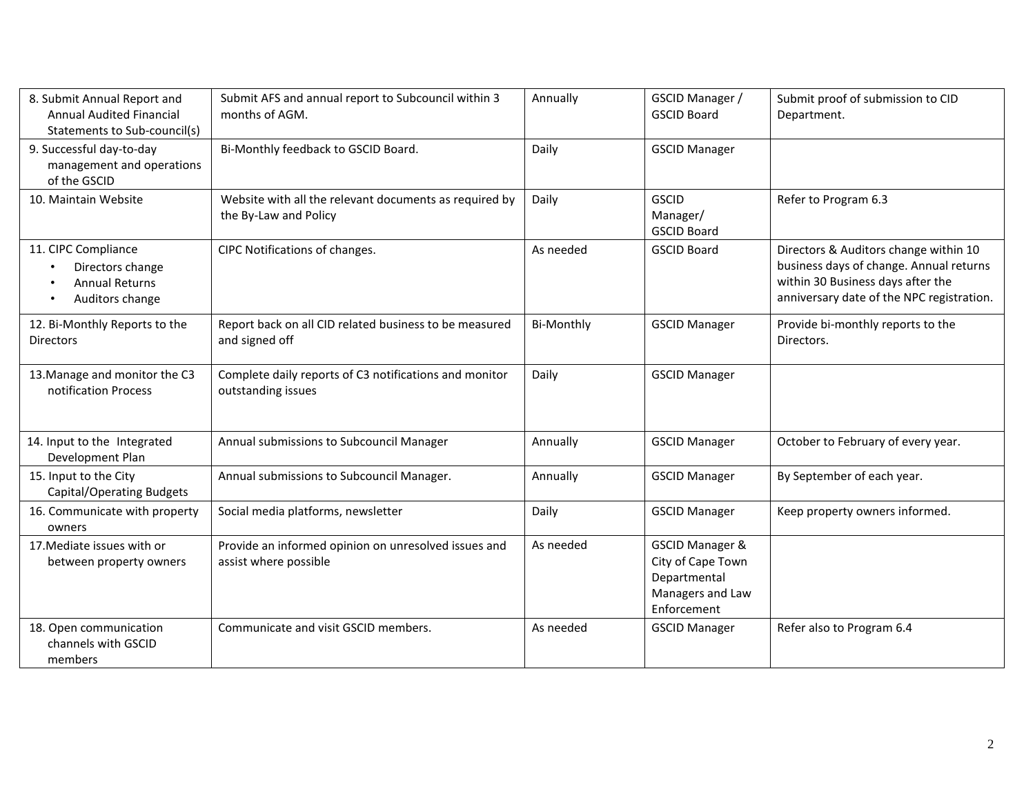| 8. Submit Annual Report and Annual Audited Financial Statements to Sub-council(s) | Submit AFS and annual report to Subcouncil within 3 months of AGM. | Annually | GSCID Manager / GSCID Board | Submit proof of submission to CID Department. |
|---|---|---|---|---|
| 9. Successful day-to-day management and operations of the GSCID | Bi-Monthly feedback to GSCID Board. | Daily | GSCID Manager | |
| 10. Maintain Website | Website with all the relevant documents as required by the By-Law and Policy | Daily | GSCID Manager/ GSCID Board | Refer to Program 6.3 |
| 11. CIPC Compliance<br>• Directors change<br>• Annual Returns<br>• Auditors change | CIPC Notifications of changes. | As needed | GSCID Board | Directors & Auditors change within 10 business days of change. Annual returns within 30 Business days after the anniversary date of the NPC registration. |
| 12. Bi-Monthly Reports to the Directors | Report back on all CID related business to be measured and signed off | Bi-Monthly | GSCID Manager | Provide bi-monthly reports to the Directors. |
| 13.Manage and monitor the C3 notification Process | Complete daily reports of C3 notifications and monitor outstanding issues | Daily | GSCID Manager | |
| 14. Input to the Integrated Development Plan | Annual submissions to Subcouncil Manager | Annually | GSCID Manager | October to February of every year. |
| 15. Input to the City Capital/Operating Budgets | Annual submissions to Subcouncil Manager. | Annually | GSCID Manager | By September of each year. |
| 16. Communicate with property owners | Social media platforms, newsletter | Daily | GSCID Manager | Keep property owners informed. |
| 17.Mediate issues with or between property owners | Provide an informed opinion on unresolved issues and assist where possible | As needed | GSCID Manager & City of Cape Town Departmental Managers and Law Enforcement | |
| 18. Open communication channels with GSCID members | Communicate and visit GSCID members. | As needed | GSCID Manager | Refer also to Program 6.4 |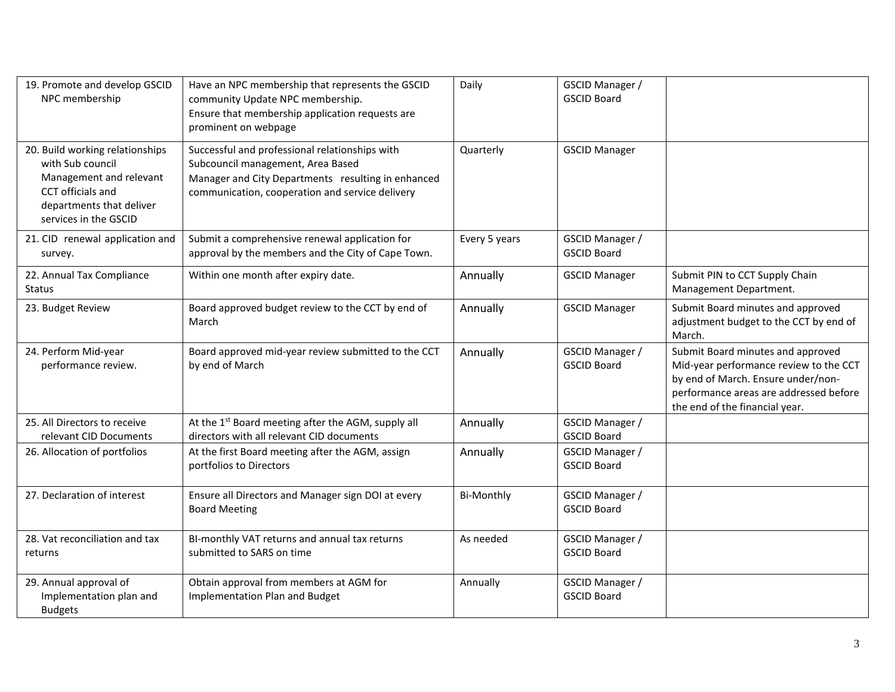| | | | | |
|---|---|---|---|---|
| 19. Promote and develop GSCID NPC membership | Have an NPC membership that represents the GSCID community Update NPC membership.<br>Ensure that membership application requests are prominent on webpage | Daily | GSCID Manager / GSCID Board | |
| 20. Build working relationships with Sub council Management and relevant CCT officials and departments that deliver services in the GSCID | Successful and professional relationships with Subcouncil management, Area Based Manager and City Departments resulting in enhanced communication, cooperation and service delivery | Quarterly | GSCID Manager | |
| 21. CID renewal application and survey. | Submit a comprehensive renewal application for approval by the members and the City of Cape Town. | Every 5 years | GSCID Manager / GSCID Board | |
| 22. Annual Tax Compliance Status | Within one month after expiry date. | Annually | GSCID Manager | Submit PIN to CCT Supply Chain Management Department. |
| 23. Budget Review | Board approved budget review to the CCT by end of March | Annually | GSCID Manager | Submit Board minutes and approved adjustment budget to the CCT by end of March. |
| 24. Perform Mid-year performance review. | Board approved mid-year review submitted to the CCT by end of March | Annually | GSCID Manager / GSCID Board | Submit Board minutes and approved Mid-year performance review to the CCT by end of March. Ensure under/non-performance areas are addressed before the end of the financial year. |
| 25. All Directors to receive relevant CID Documents | At the 1st Board meeting after the AGM, supply all directors with all relevant CID documents | Annually | GSCID Manager / GSCID Board | |
| 26. Allocation of portfolios | At the first Board meeting after the AGM, assign portfolios to Directors | Annually | GSCID Manager / GSCID Board | |
| 27. Declaration of interest | Ensure all Directors and Manager sign DOI at every Board Meeting | Bi-Monthly | GSCID Manager / GSCID Board | |
| 28. Vat reconciliation and tax returns | BI-monthly VAT returns and annual tax returns submitted to SARS on time | As needed | GSCID Manager / GSCID Board | |
| 29. Annual approval of Implementation plan and Budgets | Obtain approval from members at AGM for Implementation Plan and Budget | Annually | GSCID Manager / GSCID Board | |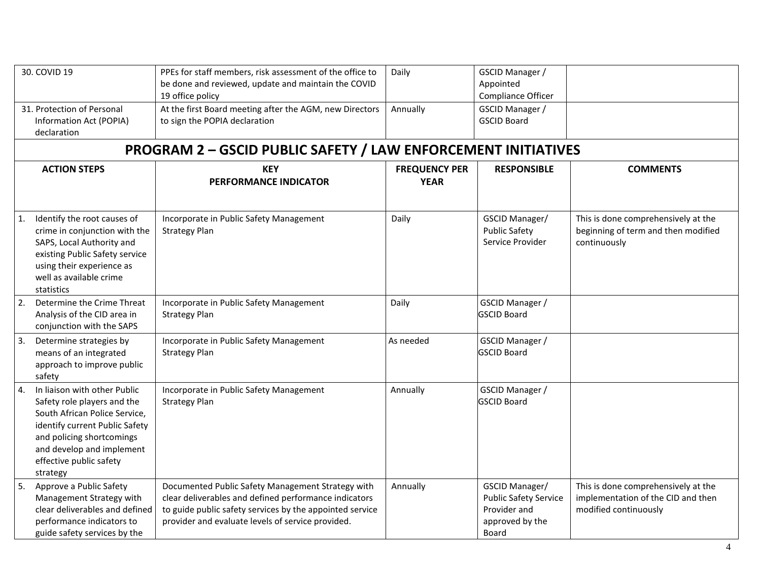| | | | | |
|---|---|---|---|---|
| 30. COVID 19 | PPEs for staff members, risk assessment of the office to be done and reviewed, update and maintain the COVID 19 office policy | Daily | GSCID Manager / Appointed Compliance Officer | |
| 31. Protection of Personal Information Act (POPIA) declaration | At the first Board meeting after the AGM, new Directors to sign the POPIA declaration | Annually | GSCID Manager / GSCID Board | |

## PROGRAM 2 – GSCID PUBLIC SAFETY / LAW ENFORCEMENT INITIATIVES

| ACTION STEPS | KEY PERFORMANCE INDICATOR | FREQUENCY PER YEAR | RESPONSIBLE | COMMENTS |
|---|---|---|---|---|
| 1. Identify the root causes of crime in conjunction with the SAPS, Local Authority and existing Public Safety service using their experience as well as available crime statistics | Incorporate in Public Safety Management Strategy Plan | Daily | GSCID Manager/ Public Safety Service Provider | This is done comprehensively at the beginning of term and then modified continuously |
| 2. Determine the Crime Threat Analysis of the CID area in conjunction with the SAPS | Incorporate in Public Safety Management Strategy Plan | Daily | GSCID Manager / GSCID Board | |
| 3. Determine strategies by means of an integrated approach to improve public safety | Incorporate in Public Safety Management Strategy Plan | As needed | GSCID Manager / GSCID Board | |
| 4. In liaison with other Public Safety role players and the South African Police Service, identify current Public Safety and policing shortcomings and develop and implement effective public safety strategy | Incorporate in Public Safety Management Strategy Plan | Annually | GSCID Manager / GSCID Board | |
| 5. Approve a Public Safety Management Strategy with clear deliverables and defined performance indicators to guide safety services by the | Documented Public Safety Management Strategy with clear deliverables and defined performance indicators to guide public safety services by the appointed service provider and evaluate levels of service provided. | Annually | GSCID Manager/ Public Safety Service Provider and approved by the Board | This is done comprehensively at the implementation of the CID and then modified continuously |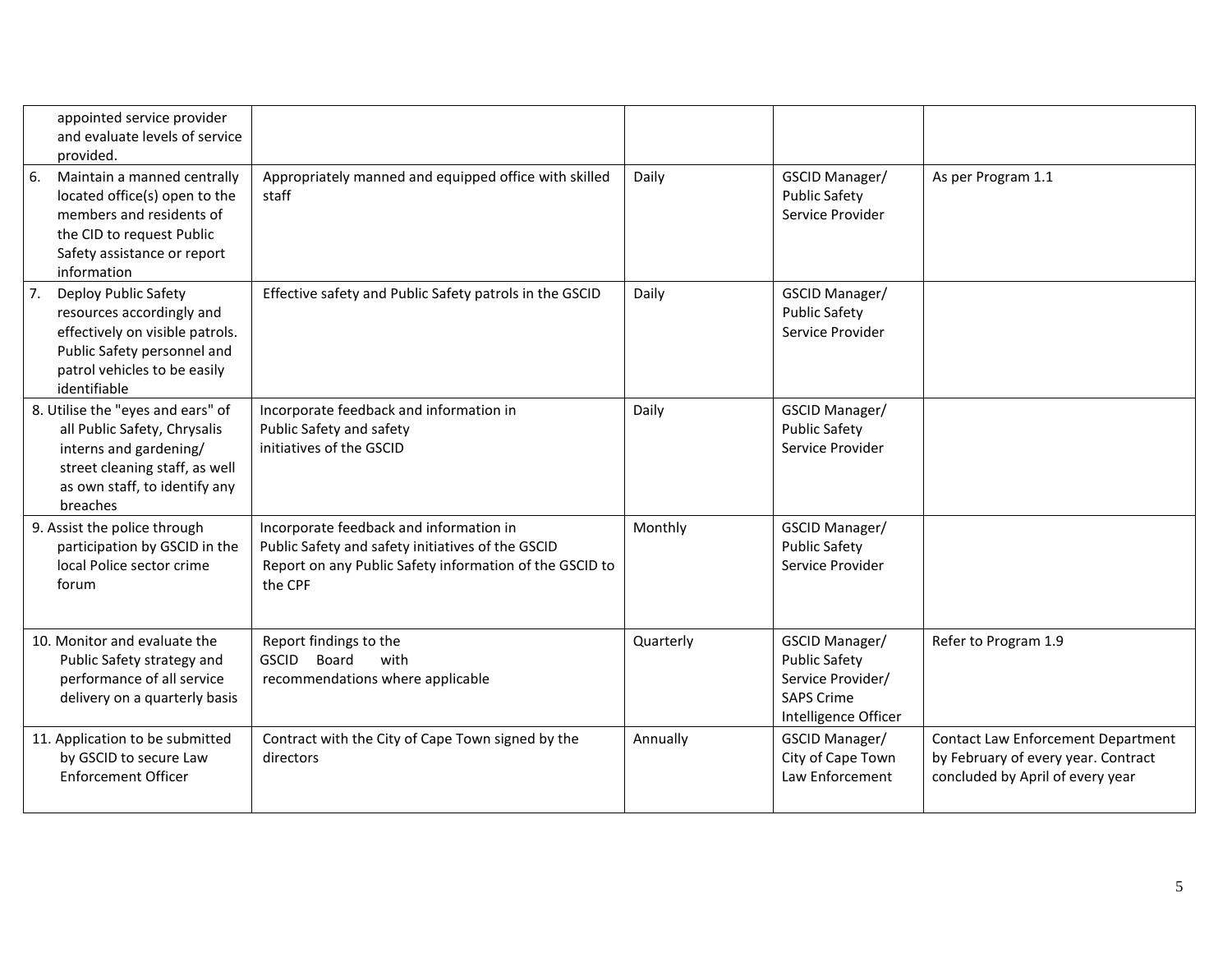| | | | | |
|---|---|---|---|---|
| appointed service provider and evaluate levels of service provided. | | | | |
| 6. Maintain a manned centrally located office(s) open to the members and residents of the CID to request Public Safety assistance or report information | Appropriately manned and equipped office with skilled staff | Daily | GSCID Manager/ Public Safety Service Provider | As per Program 1.1 |
| 7. Deploy Public Safety resources accordingly and effectively on visible patrols. Public Safety personnel and patrol vehicles to be easily identifiable | Effective safety and Public Safety patrols in the GSCID | Daily | GSCID Manager/ Public Safety Service Provider | |
| 8. Utilise the "eyes and ears" of all Public Safety, Chrysalis interns and gardening/ street cleaning staff, as well as own staff, to identify any breaches | Incorporate feedback and information in Public Safety and safety initiatives of the GSCID | Daily | GSCID Manager/ Public Safety Service Provider | |
| 9. Assist the police through participation by GSCID in the local Police sector crime forum | Incorporate feedback and information in Public Safety and safety initiatives of the GSCID Report on any Public Safety information of the GSCID to the CPF | Monthly | GSCID Manager/ Public Safety Service Provider | |
| 10. Monitor and evaluate the Public Safety strategy and performance of all service delivery on a quarterly basis | Report findings to the GSCID Board with recommendations where applicable | Quarterly | GSCID Manager/ Public Safety Service Provider/ SAPS Crime Intelligence Officer | Refer to Program 1.9 |
| 11. Application to be submitted by GSCID to secure Law Enforcement Officer | Contract with the City of Cape Town signed by the directors | Annually | GSCID Manager/ City of Cape Town Law Enforcement | Contact Law Enforcement Department by February of every year. Contract concluded by April of every year |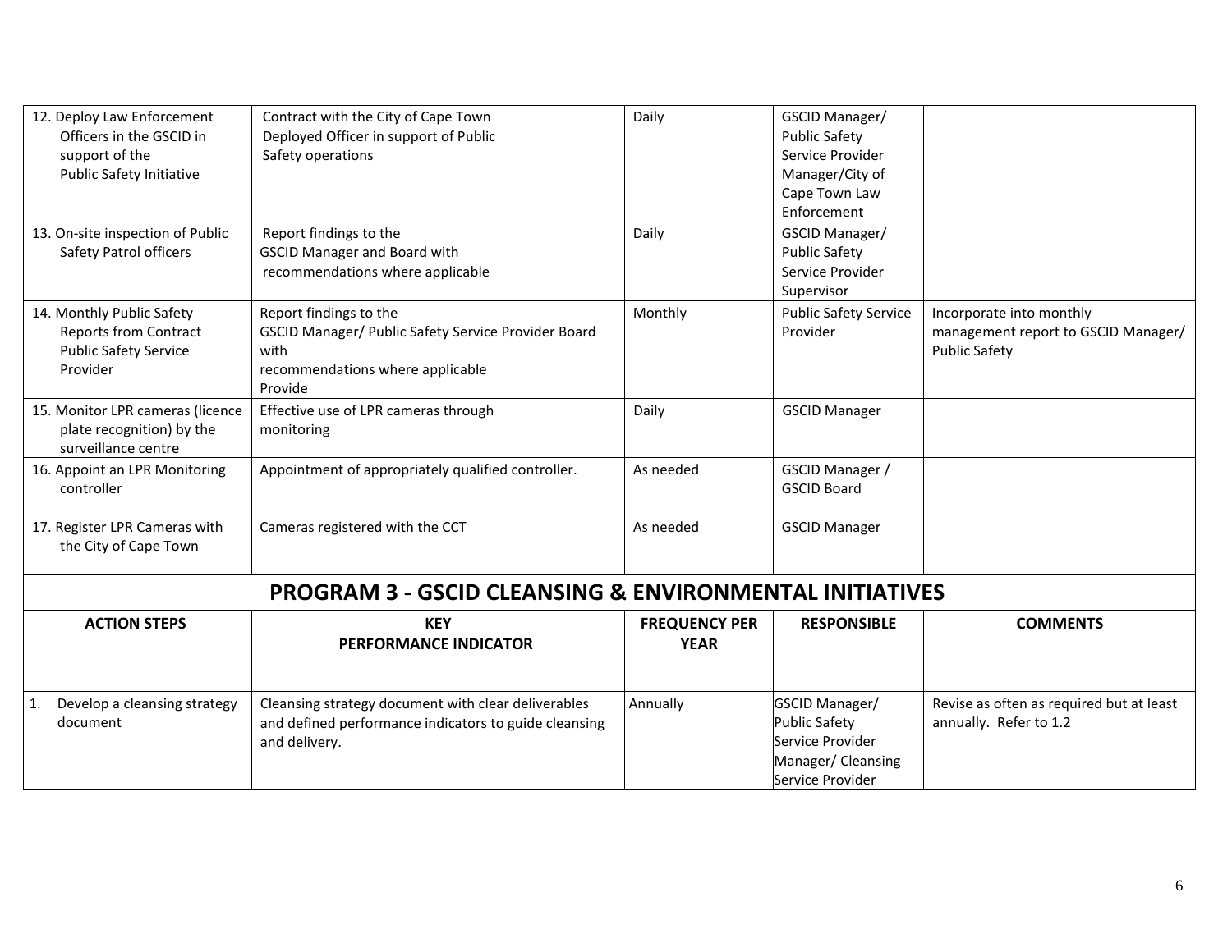| | | | | |
|---|---|---|---|---|
| 12. Deploy Law Enforcement Officers in the GSCID in support of the Public Safety Initiative | Contract with the City of Cape Town Deployed Officer in support of Public Safety operations | Daily | GSCID Manager/ Public Safety Service Provider Manager/City of Cape Town Law Enforcement | |
| 13. On-site inspection of Public Safety Patrol officers | Report findings to the GSCID Manager and Board with recommendations where applicable | Daily | GSCID Manager/ Public Safety Service Provider Supervisor | |
| 14. Monthly Public Safety Reports from Contract Public Safety Service Provider | Report findings to the GSCID Manager/ Public Safety Service Provider Board with recommendations where applicable Provide | Monthly | Public Safety Service Provider | Incorporate into monthly management report to GSCID Manager/ Public Safety |
| 15. Monitor LPR cameras (licence plate recognition) by the surveillance centre | Effective use of LPR cameras through monitoring | Daily | GSCID Manager | |
| 16. Appoint an LPR Monitoring controller | Appointment of appropriately qualified controller. | As needed | GSCID Manager / GSCID Board | |
| 17. Register LPR Cameras with the City of Cape Town | Cameras registered with the CCT | As needed | GSCID Manager | |

## PROGRAM 3 - GSCID CLEANSING & ENVIRONMENTAL INITIATIVES

| ACTION STEPS | KEY PERFORMANCE INDICATOR | FREQUENCY PER YEAR | RESPONSIBLE | COMMENTS |
|---|---|---|---|---|
| 1. Develop a cleansing strategy document | Cleansing strategy document with clear deliverables and defined performance indicators to guide cleansing and delivery. | Annually | GSCID Manager/ Public Safety Service Provider Manager/ Cleansing Service Provider | Revise as often as required but at least annually. Refer to 1.2 |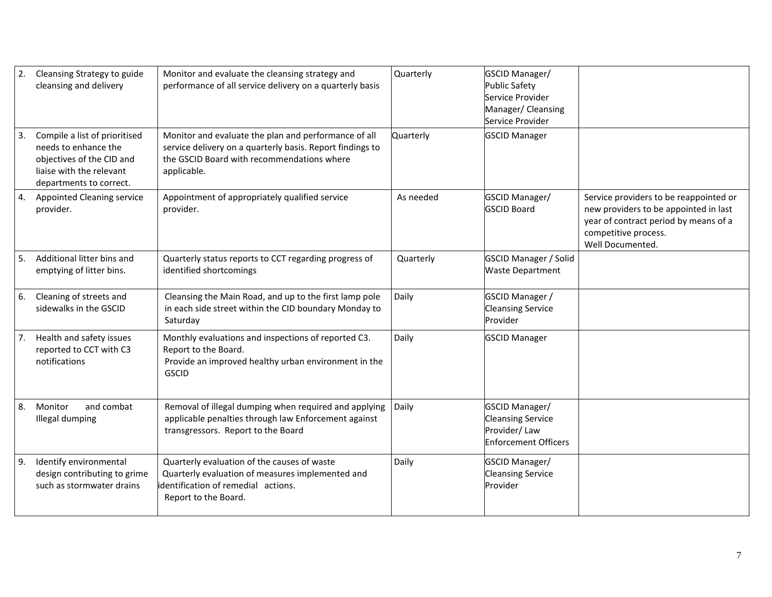| | | | | |
|---|---|---|---|---|
| 2. Cleansing Strategy to guide cleansing and delivery | Monitor and evaluate the cleansing strategy and performance of all service delivery on a quarterly basis | Quarterly | GSCID Manager/ Public Safety Service Provider Manager/ Cleansing Service Provider | |
| 3. Compile a list of prioritised needs to enhance the objectives of the CID and liaise with the relevant departments to correct. | Monitor and evaluate the plan and performance of all service delivery on a quarterly basis. Report findings to the GSCID Board with recommendations where applicable. | Quarterly | GSCID Manager | |
| 4. Appointed Cleaning service provider. | Appointment of appropriately qualified service provider. | As needed | GSCID Manager/ GSCID Board | Service providers to be reappointed or new providers to be appointed in last year of contract period by means of a competitive process. Well Documented. |
| 5. Additional litter bins and emptying of litter bins. | Quarterly status reports to CCT regarding progress of identified shortcomings | Quarterly | GSCID Manager / Solid Waste Department | |
| 6. Cleaning of streets and sidewalks in the GSCID | Cleansing the Main Road, and up to the first lamp pole in each side street within the CID boundary Monday to Saturday | Daily | GSCID Manager / Cleansing Service Provider | |
| 7. Health and safety issues reported to CCT with C3 notifications | Monthly evaluations and inspections of reported C3. Report to the Board. Provide an improved healthy urban environment in the GSCID | Daily | GSCID Manager | |
| 8. Monitor and combat Illegal dumping | Removal of illegal dumping when required and applying applicable penalties through law Enforcement against transgressors. Report to the Board | Daily | GSCID Manager/ Cleansing Service Provider/ Law Enforcement Officers | |
| 9. Identify environmental design contributing to grime such as stormwater drains | Quarterly evaluation of the causes of waste Quarterly evaluation of measures implemented and identification of remedial actions. Report to the Board. | Daily | GSCID Manager/ Cleansing Service Provider | |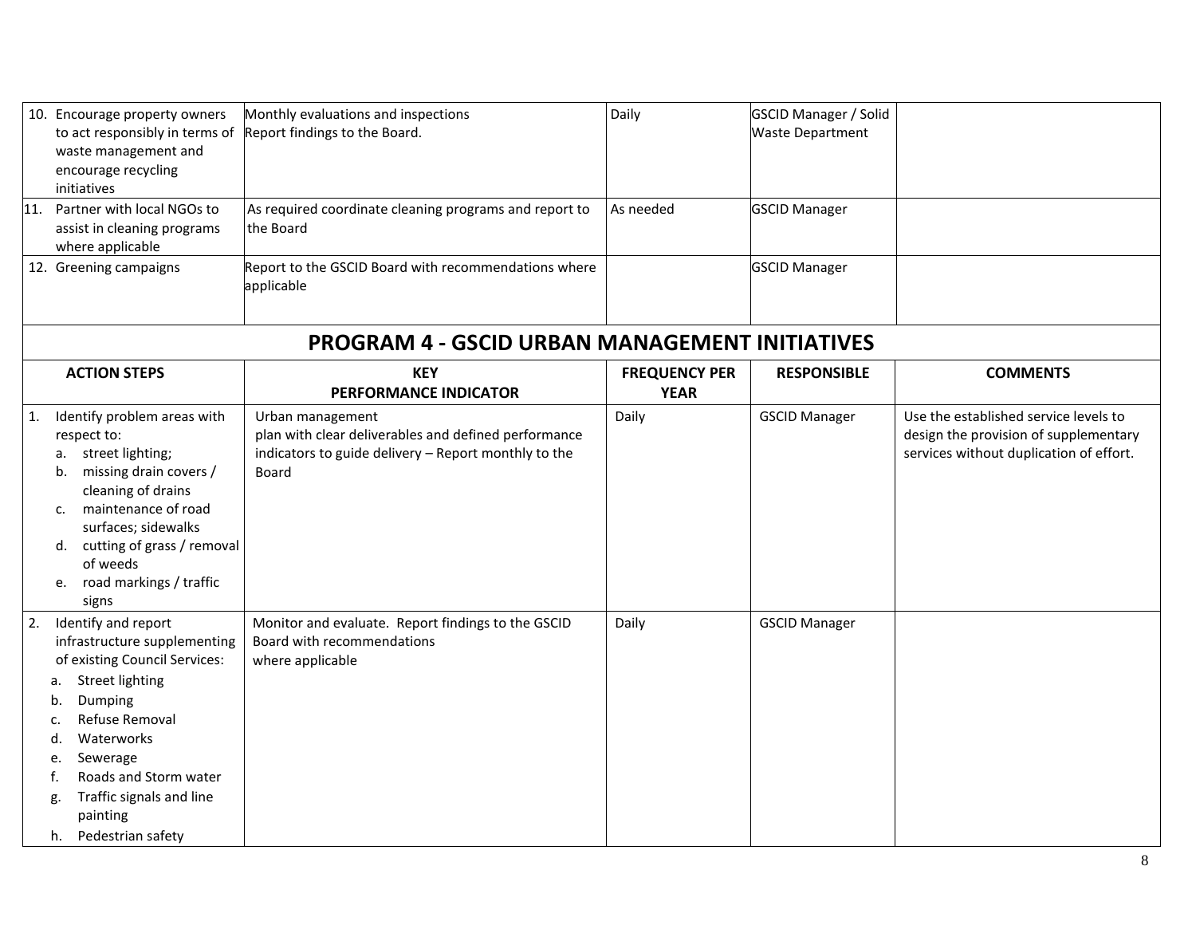| | | | | |
|---|---|---|---|---|
| 10. Encourage property owners to act responsibly in terms of waste management and encourage recycling initiatives | Monthly evaluations and inspections Report findings to the Board. | Daily | GSCID Manager / Solid Waste Department | |
| 11. Partner with local NGOs to assist in cleaning programs where applicable | As required coordinate cleaning programs and report to the Board | As needed | GSCID Manager | |
| 12. Greening campaigns | Report to the GSCID Board with recommendations where applicable | | GSCID Manager | |

## PROGRAM 4 - GSCID URBAN MANAGEMENT INITIATIVES

| ACTION STEPS | KEY PERFORMANCE INDICATOR | FREQUENCY PER YEAR | RESPONSIBLE | COMMENTS |
|---|---|---|---|---|
| 1. Identify problem areas with respect to:<br>a. street lighting;<br>b. missing drain covers / cleaning of drains<br>c. maintenance of road surfaces; sidewalks<br>d. cutting of grass / removal of weeds<br>e. road markings / traffic signs | Urban management plan with clear deliverables and defined performance indicators to guide delivery – Report monthly to the Board | Daily | GSCID Manager | Use the established service levels to design the provision of supplementary services without duplication of effort. |
| 2. Identify and report infrastructure supplementing of existing Council Services:<br>a. Street lighting<br>b. Dumping<br>c. Refuse Removal<br>d. Waterworks<br>e. Sewerage<br>f. Roads and Storm water<br>g. Traffic signals and line painting<br>h. Pedestrian safety | Monitor and evaluate. Report findings to the GSCID Board with recommendations where applicable | Daily | GSCID Manager | |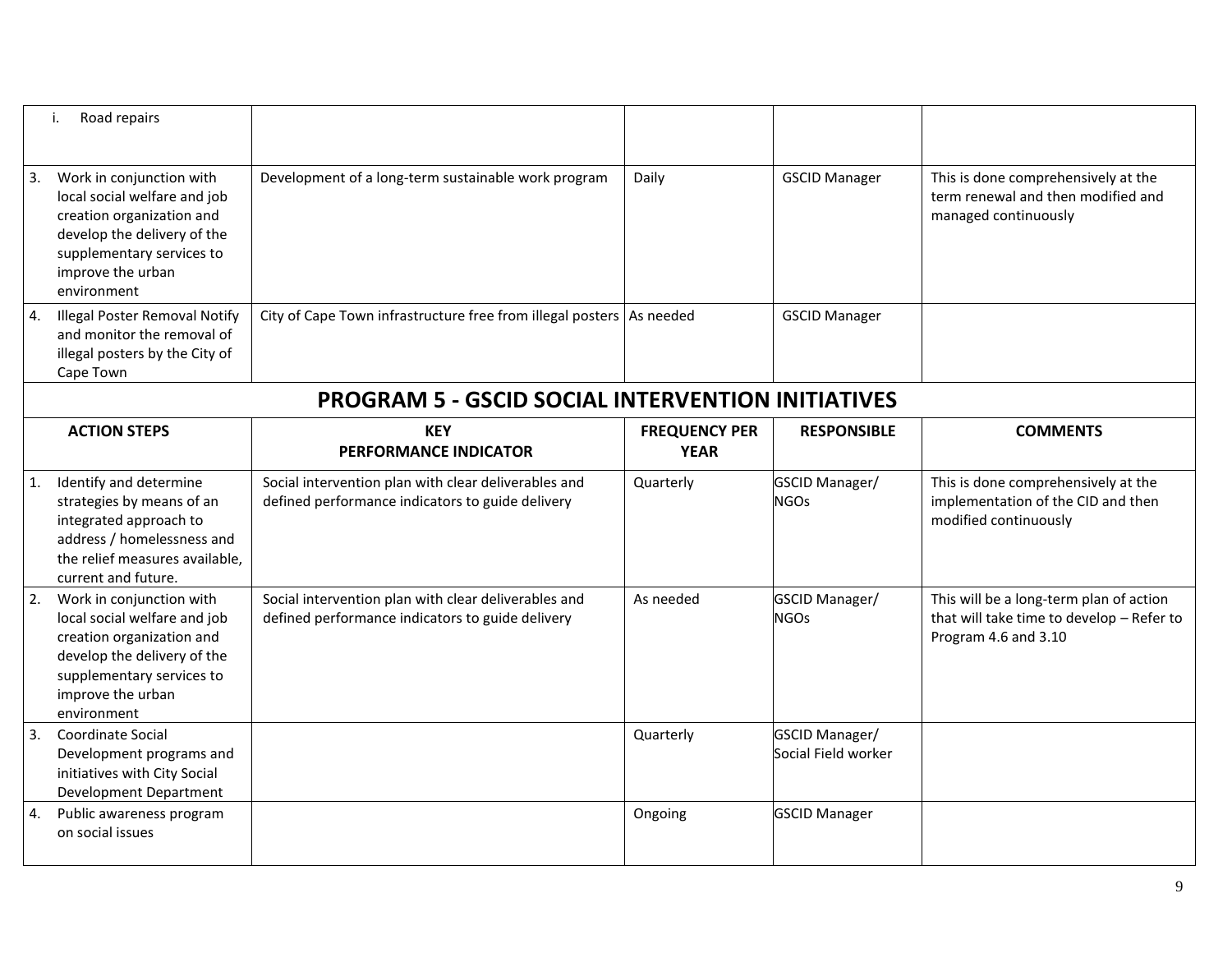| | | | | |
|---|---|---|---|---|
| i. Road repairs | | | | |
| 3. Work in conjunction with local social welfare and job creation organization and develop the delivery of the supplementary services to improve the urban environment | Development of a long-term sustainable work program | Daily | GSCID Manager | This is done comprehensively at the term renewal and then modified and managed continuously |
| 4. Illegal Poster Removal Notify and monitor the removal of illegal posters by the City of Cape Town | City of Cape Town infrastructure free from illegal posters | As needed | GSCID Manager | |

## PROGRAM 5 - GSCID SOCIAL INTERVENTION INITIATIVES

| ACTION STEPS | KEY PERFORMANCE INDICATOR | FREQUENCY PER YEAR | RESPONSIBLE | COMMENTS |
|---|---|---|---|---|
| 1. Identify and determine strategies by means of an integrated approach to address / homelessness and the relief measures available, current and future. | Social intervention plan with clear deliverables and defined performance indicators to guide delivery | Quarterly | GSCID Manager/ NGOs | This is done comprehensively at the implementation of the CID and then modified continuously |
| 2. Work in conjunction with local social welfare and job creation organization and develop the delivery of the supplementary services to improve the urban environment | Social intervention plan with clear deliverables and defined performance indicators to guide delivery | As needed | GSCID Manager/ NGOs | This will be a long-term plan of action that will take time to develop – Refer to Program 4.6 and 3.10 |
| 3. Coordinate Social Development programs and initiatives with City Social Development Department | | Quarterly | GSCID Manager/ Social Field worker | |
| 4. Public awareness program on social issues | | Ongoing | GSCID Manager | |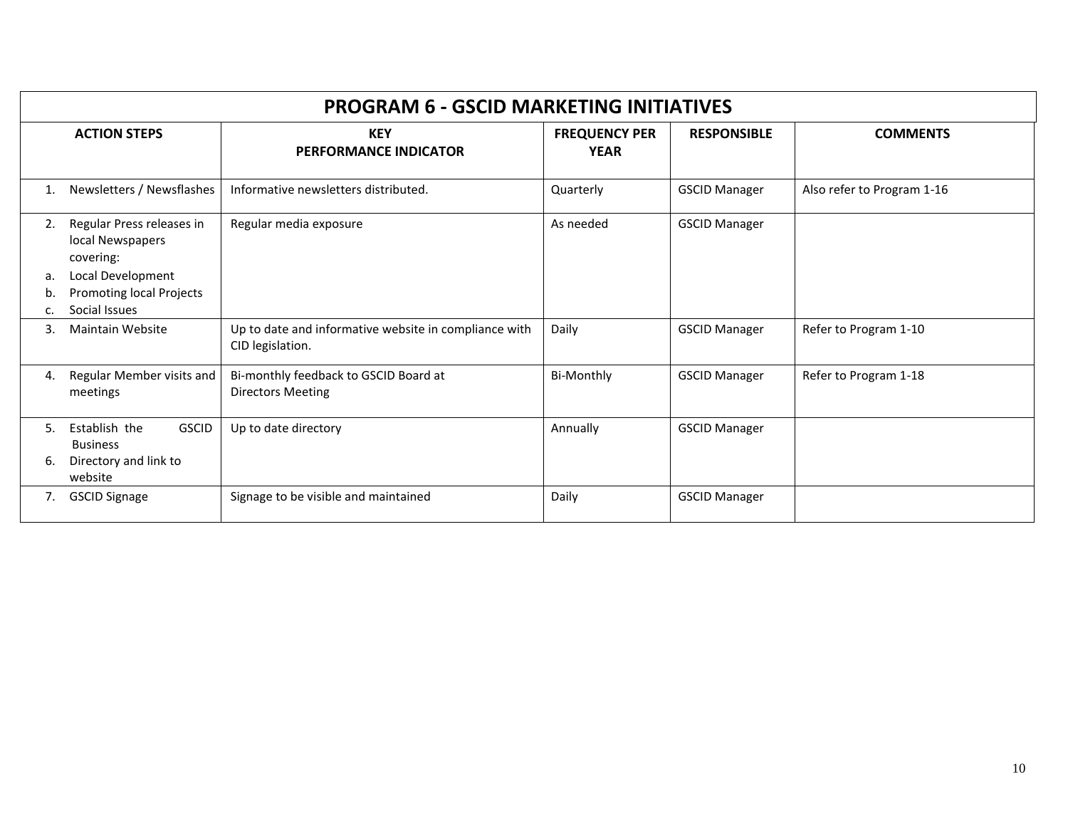# PROGRAM 6 - GSCID MARKETING INITIATIVES

| ACTION STEPS | KEY PERFORMANCE INDICATOR | FREQUENCY PER YEAR | RESPONSIBLE | COMMENTS |
|---|---|---|---|---|
| 1. Newsletters / Newsflashes | Informative newsletters distributed. | Quarterly | GSCID Manager | Also refer to Program 1-16 |
| 2. Regular Press releases in local Newspapers covering:<br>a. Local Development<br>b. Promoting local Projects<br>c. Social Issues | Regular media exposure | As needed | GSCID Manager | |
| 3. Maintain Website | Up to date and informative website in compliance with CID legislation. | Daily | GSCID Manager | Refer to Program 1-10 |
| 4. Regular Member visits and meetings | Bi-monthly feedback to GSCID Board at Directors Meeting | Bi-Monthly | GSCID Manager | Refer to Program 1-18 |
| 5. Establish the GSCID Business<br>6. Directory and link to website | Up to date directory | Annually | GSCID Manager | |
| 7. GSCID Signage | Signage to be visible and maintained | Daily | GSCID Manager | |